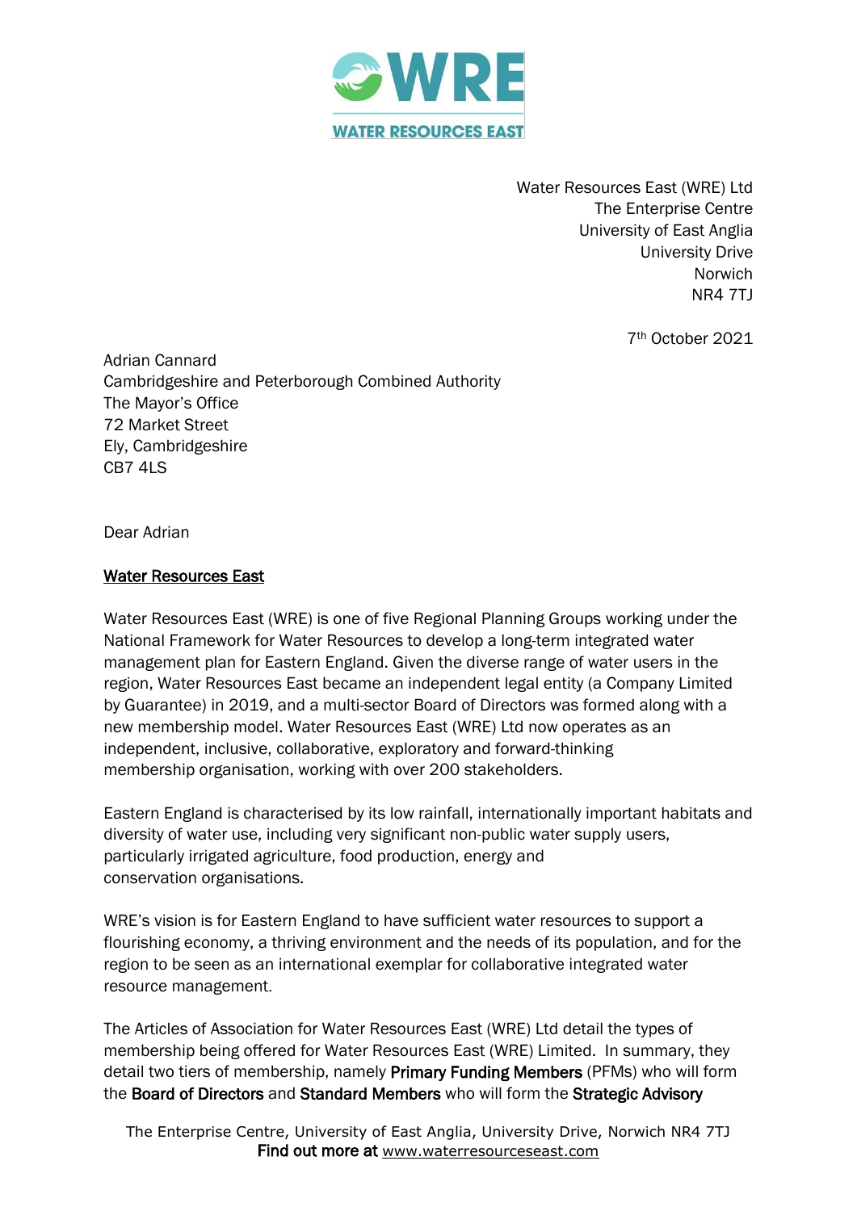Water Resources East (WRE) Ltd
The Enterprise Centre
University of East Anglia
University Drive
Norwich
NR4 7TJ

7th October 2021

Adrian Cannard
Cambridgeshire and Peterborough Combined Authority
The Mayor's Office
72 Market Street
Ely, Cambridgeshire
CB7 4LS

Dear Adrian

**Water Resources East**

Water Resources East (WRE) is one of five Regional Planning Groups working under the National Framework for Water Resources to develop a long-term integrated water management plan for Eastern England. Given the diverse range of water users in the region, Water Resources East became an independent legal entity (a Company Limited by Guarantee) in 2019, and a multi-sector Board of Directors was formed along with a new membership model. Water Resources East (WRE) Ltd now operates as an independent, inclusive, collaborative, exploratory and forward-thinking membership organisation, working with over 200 stakeholders.

Eastern England is characterised by its low rainfall, internationally important habitats and diversity of water use, including very significant non-public water supply users, particularly irrigated agriculture, food production, energy and conservation organisations.

WRE's vision is for Eastern England to have sufficient water resources to support a flourishing economy, a thriving environment and the needs of its population, and for the region to be seen as an international exemplar for collaborative integrated water resource management.

The Articles of Association for Water Resources East (WRE) Ltd detail the types of membership being offered for Water Resources East (WRE) Limited. In summary, they detail two tiers of membership, namely **Primary Funding Members** (PFMs) who will form the **Board of Directors** and **Standard Members** who will form the **Strategic Advisory**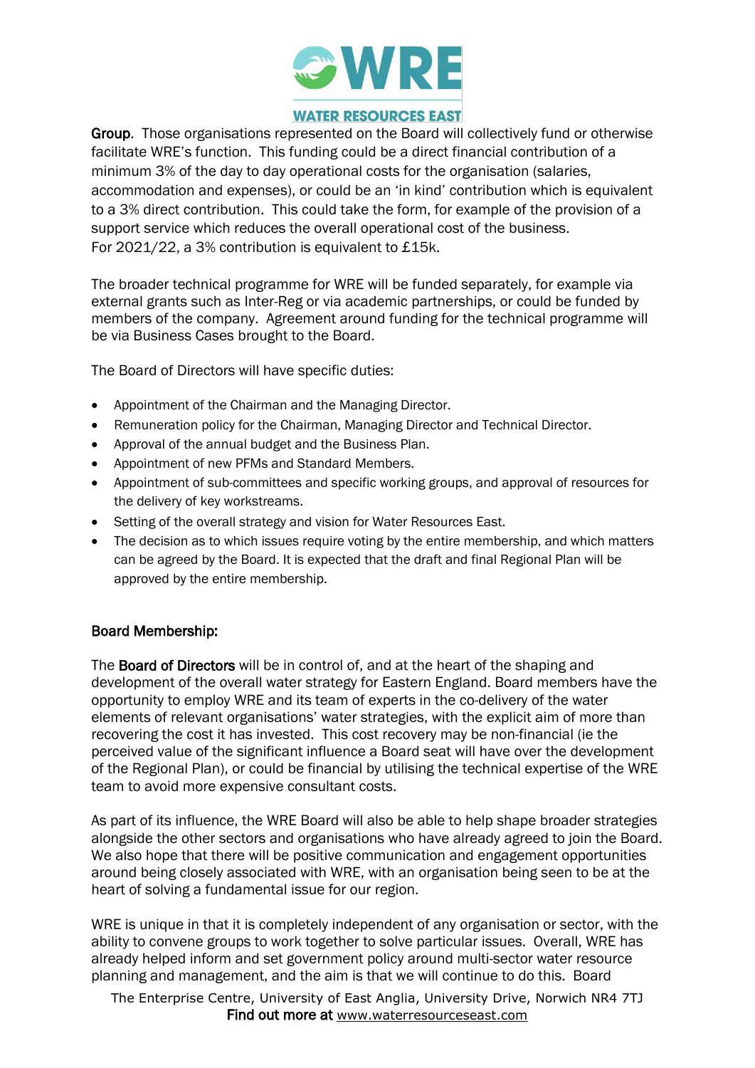**Group**. Those organisations represented on the Board will collectively fund or otherwise facilitate WRE's function. This funding could be a direct financial contribution of a minimum 3% of the day to day operational costs for the organisation (salaries, accommodation and expenses), or could be an 'in kind' contribution which is equivalent to a 3% direct contribution. This could take the form, for example of the provision of a support service which reduces the overall operational cost of the business. For 2021/22, a 3% contribution is equivalent to £15k.

The broader technical programme for WRE will be funded separately, for example via external grants such as Inter-Reg or via academic partnerships, or could be funded by members of the company. Agreement around funding for the technical programme will be via Business Cases brought to the Board.

The Board of Directors will have specific duties:

- Appointment of the Chairman and the Managing Director.
- Remuneration policy for the Chairman, Managing Director and Technical Director.
- Approval of the annual budget and the Business Plan.
- Appointment of new PFMs and Standard Members.
- Appointment of sub-committees and specific working groups, and approval of resources for the delivery of key workstreams.
- Setting of the overall strategy and vision for Water Resources East.
- The decision as to which issues require voting by the entire membership, and which matters can be agreed by the Board. It is expected that the draft and final Regional Plan will be approved by the entire membership.

**Board Membership:**

The **Board of Directors** will be in control of, and at the heart of the shaping and development of the overall water strategy for Eastern England. Board members have the opportunity to employ WRE and its team of experts in the co-delivery of the water elements of relevant organisations' water strategies, with the explicit aim of more than recovering the cost it has invested. This cost recovery may be non-financial (ie the perceived value of the significant influence a Board seat will have over the development of the Regional Plan), or could be financial by utilising the technical expertise of the WRE team to avoid more expensive consultant costs.

As part of its influence, the WRE Board will also be able to help shape broader strategies alongside the other sectors and organisations who have already agreed to join the Board. We also hope that there will be positive communication and engagement opportunities around being closely associated with WRE, with an organisation being seen to be at the heart of solving a fundamental issue for our region.

WRE is unique in that it is completely independent of any organisation or sector, with the ability to convene groups to work together to solve particular issues. Overall, WRE has already helped inform and set government policy around multi-sector water resource planning and management, and the aim is that we will continue to do this. Board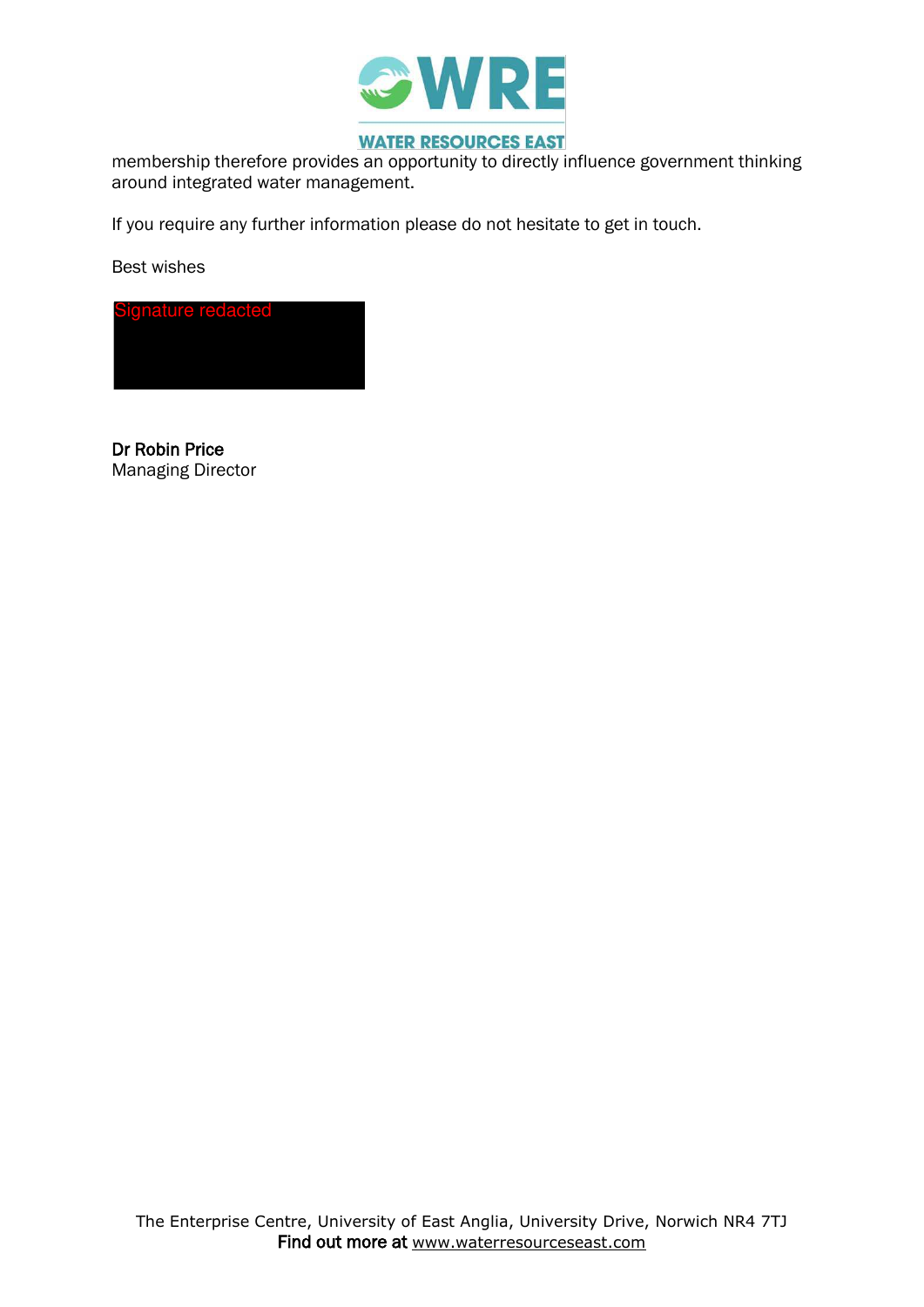membership therefore provides an opportunity to directly influence government thinking around integrated water management.

If you require any further information please do not hesitate to get in touch.

Best wishes

Signature redacted

**Dr Robin Price**
Managing Director

The Enterprise Centre, University of East Anglia, University Drive, Norwich NR4 7TJ
**Find out more at** www.waterresourceseast.com